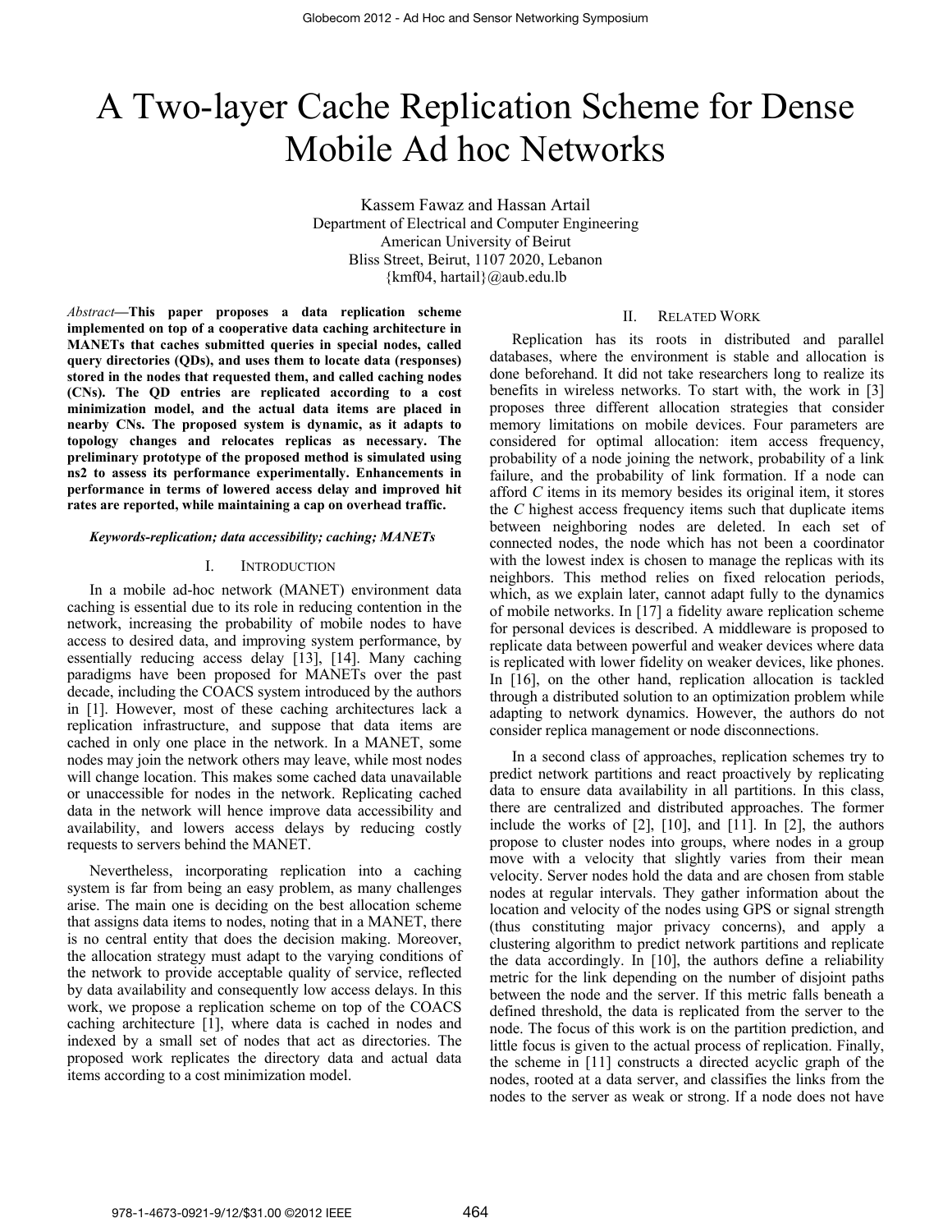# A Two-layer Cache Replication Scheme for Dense Mobile Ad hoc Networks

Kassem Fawaz and Hassan Artail
Department of Electrical and Computer Engineering
American University of Beirut
Bliss Street, Beirut, 1107 2020, Lebanon
{kmf04, hartail}@aub.edu.lb

*Abstract*—**This paper proposes a data replication scheme implemented on top of a cooperative data caching architecture in MANETs that caches submitted queries in special nodes, called query directories (QDs), and uses them to locate data (responses) stored in the nodes that requested them, and called caching nodes (CNs). The QD entries are replicated according to a cost minimization model, and the actual data items are placed in nearby CNs. The proposed system is dynamic, as it adapts to topology changes and relocates replicas as necessary. The preliminary prototype of the proposed method is simulated using ns2 to assess its performance experimentally. Enhancements in performance in terms of lowered access delay and improved hit rates are reported, while maintaining a cap on overhead traffic.**

***Keywords-replication; data accessibility; caching; MANETs***

## I. Introduction

In a mobile ad-hoc network (MANET) environment data caching is essential due to its role in reducing contention in the network, increasing the probability of mobile nodes to have access to desired data, and improving system performance, by essentially reducing access delay [13], [14]. Many caching paradigms have been proposed for MANETs over the past decade, including the COACS system introduced by the authors in [1]. However, most of these caching architectures lack a replication infrastructure, and suppose that data items are cached in only one place in the network. In a MANET, some nodes may join the network others may leave, while most nodes will change location. This makes some cached data unavailable or unaccessible for nodes in the network. Replicating cached data in the network will hence improve data accessibility and availability, and lowers access delays by reducing costly requests to servers behind the MANET.

Nevertheless, incorporating replication into a caching system is far from being an easy problem, as many challenges arise. The main one is deciding on the best allocation scheme that assigns data items to nodes, noting that in a MANET, there is no central entity that does the decision making. Moreover, the allocation strategy must adapt to the varying conditions of the network to provide acceptable quality of service, reflected by data availability and consequently low access delays. In this work, we propose a replication scheme on top of the COACS caching architecture [1], where data is cached in nodes and indexed by a small set of nodes that act as directories. The proposed work replicates the directory data and actual data items according to a cost minimization model.

## II. Related Work

Replication has its roots in distributed and parallel databases, where the environment is stable and allocation is done beforehand. It did not take researchers long to realize its benefits in wireless networks. To start with, the work in [3] proposes three different allocation strategies that consider memory limitations on mobile devices. Four parameters are considered for optimal allocation: item access frequency, probability of a node joining the network, probability of a link failure, and the probability of link formation. If a node can afford *C* items in its memory besides its original item, it stores the *C* highest access frequency items such that duplicate items between neighboring nodes are deleted. In each set of connected nodes, the node which has not been a coordinator with the lowest index is chosen to manage the replicas with its neighbors. This method relies on fixed relocation periods, which, as we explain later, cannot adapt fully to the dynamics of mobile networks. In [17] a fidelity aware replication scheme for personal devices is described. A middleware is proposed to replicate data between powerful and weaker devices where data is replicated with lower fidelity on weaker devices, like phones. In [16], on the other hand, replication allocation is tackled through a distributed solution to an optimization problem while adapting to network dynamics. However, the authors do not consider replica management or node disconnections.

In a second class of approaches, replication schemes try to predict network partitions and react proactively by replicating data to ensure data availability in all partitions. In this class, there are centralized and distributed approaches. The former include the works of [2], [10], and [11]. In [2], the authors propose to cluster nodes into groups, where nodes in a group move with a velocity that slightly varies from their mean velocity. Server nodes hold the data and are chosen from stable nodes at regular intervals. They gather information about the location and velocity of the nodes using GPS or signal strength (thus constituting major privacy concerns), and apply a clustering algorithm to predict network partitions and replicate the data accordingly. In [10], the authors define a reliability metric for the link depending on the number of disjoint paths between the node and the server. If this metric falls beneath a defined threshold, the data is replicated from the server to the node. The focus of this work is on the partition prediction, and little focus is given to the actual process of replication. Finally, the scheme in [11] constructs a directed acyclic graph of the nodes, rooted at a data server, and classifies the links from the nodes to the server as weak or strong. If a node does not have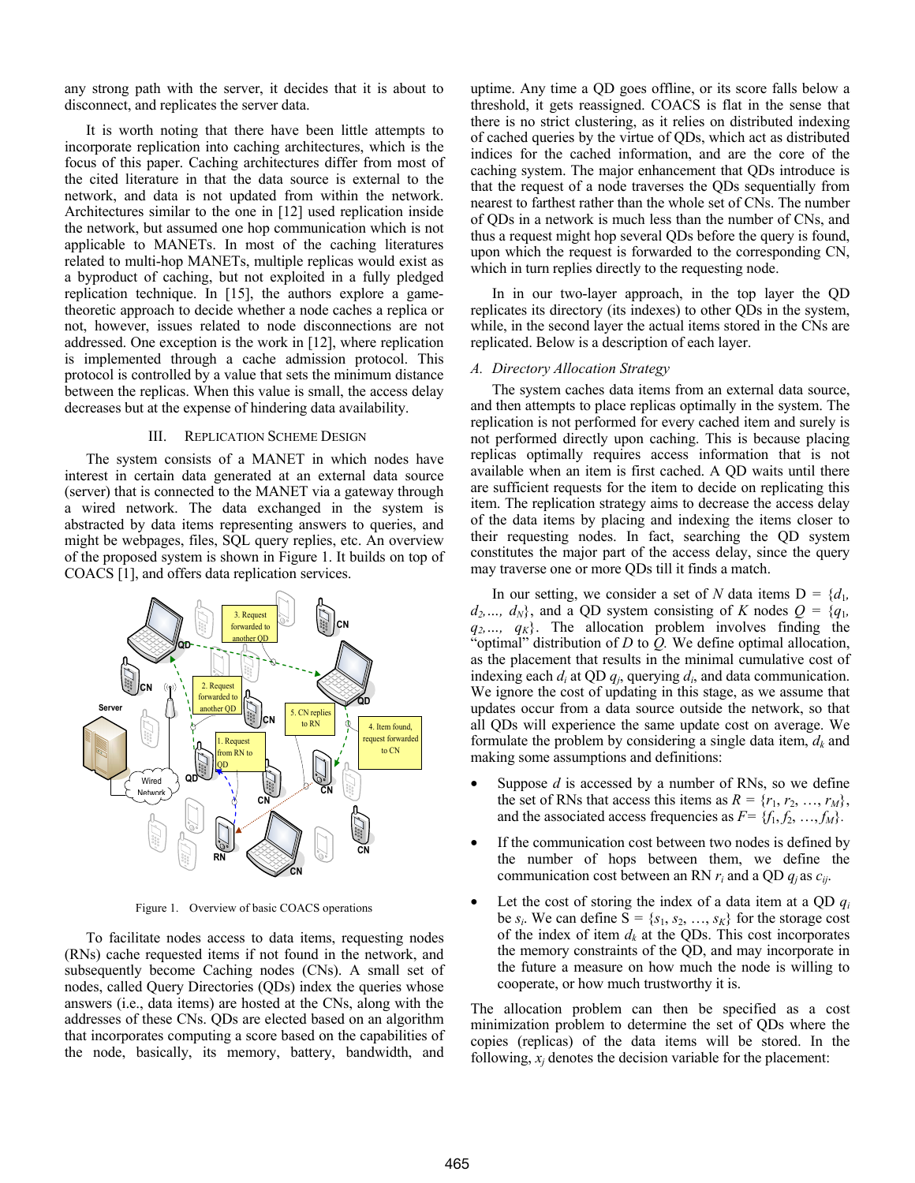any strong path with the server, it decides that it is about to disconnect, and replicates the server data.

It is worth noting that there have been little attempts to incorporate replication into caching architectures, which is the focus of this paper. Caching architectures differ from most of the cited literature in that the data source is external to the network, and data is not updated from within the network. Architectures similar to the one in [12] used replication inside the network, but assumed one hop communication which is not applicable to MANETs. In most of the caching literatures related to multi-hop MANETs, multiple replicas would exist as a byproduct of caching, but not exploited in a fully pledged replication technique. In [15], the authors explore a game-theoretic approach to decide whether a node caches a replica or not, however, issues related to node disconnections are not addressed. One exception is the work in [12], where replication is implemented through a cache admission protocol. This protocol is controlled by a value that sets the minimum distance between the replicas. When this value is small, the access delay decreases but at the expense of hindering data availability.

## III. Replication Scheme Design

The system consists of a MANET in which nodes have interest in certain data generated at an external data source (server) that is connected to the MANET via a gateway through a wired network. The data exchanged in the system is abstracted by data items representing answers to queries, and might be webpages, files, SQL query replies, etc. An overview of the proposed system is shown in Figure 1. It builds on top of COACS [1], and offers data replication services.

Figure 1. Overview of basic COACS operations

To facilitate nodes access to data items, requesting nodes (RNs) cache requested items if not found in the network, and subsequently become Caching nodes (CNs). A small set of nodes, called Query Directories (QDs) index the queries whose answers (i.e., data items) are hosted at the CNs, along with the addresses of these CNs. QDs are elected based on an algorithm that incorporates computing a score based on the capabilities of the node, basically, its memory, battery, bandwidth, and uptime. Any time a QD goes offline, or its score falls below a threshold, it gets reassigned. COACS is flat in the sense that there is no strict clustering, as it relies on distributed indexing of cached queries by the virtue of QDs, which act as distributed indices for the cached information, and are the core of the caching system. The major enhancement that QDs introduce is that the request of a node traverses the QDs sequentially from nearest to farthest rather than the whole set of CNs. The number of QDs in a network is much less than the number of CNs, and thus a request might hop several QDs before the query is found, upon which the request is forwarded to the corresponding CN, which in turn replies directly to the requesting node.

In in our two-layer approach, in the top layer the QD replicates its directory (its indexes) to other QDs in the system, while, in the second layer the actual items stored in the CNs are replicated. Below is a description of each layer.

### A. Directory Allocation Strategy

The system caches data items from an external data source, and then attempts to place replicas optimally in the system. The replication is not performed for every cached item and surely is not performed directly upon caching. This is because placing replicas optimally requires access information that is not available when an item is first cached. A QD waits until there are sufficient requests for the item to decide on replicating this item. The replication strategy aims to decrease the access delay of the data items by placing and indexing the items closer to their requesting nodes. In fact, searching the QD system constitutes the major part of the access delay, since the query may traverse one or more QDs till it finds a match.

In our setting, we consider a set of $N$ data items $D = \{d_1, d_2, \ldots, d_N\}$, and a QD system consisting of $K$ nodes $Q = \{q_1, q_2, \ldots, q_K\}$. The allocation problem involves finding the "optimal" distribution of $D$ to $Q$. We define optimal allocation, as the placement that results in the minimal cumulative cost of indexing each $d_i$ at QD $q_j$, querying $d_i$, and data communication. We ignore the cost of updating in this stage, as we assume that updates occur from a data source outside the network, so that all QDs will experience the same update cost on average. We formulate the problem by considering a single data item, $d_k$ and making some assumptions and definitions:

- Suppose $d$ is accessed by a number of RNs, so we define the set of RNs that access this items as $R = \{r_1, r_2, \ldots, r_M\}$, and the associated access frequencies as $F = \{f_1, f_2, \ldots, f_M\}$.
- If the communication cost between two nodes is defined by the number of hops between them, we define the communication cost between an RN $r_i$ and a QD $q_j$ as $c_{ij}$.
- Let the cost of storing the index of a data item at a QD $q_i$ be $s_i$. We can define $S = \{s_1, s_2, \ldots, s_K\}$ for the storage cost of the index of item $d_k$ at the QDs. This cost incorporates the memory constraints of the QD, and may incorporate in the future a measure on how much the node is willing to cooperate, or how much trustworthy it is.

The allocation problem can then be specified as a cost minimization problem to determine the set of QDs where the copies (replicas) of the data items will be stored. In the following, $x_j$ denotes the decision variable for the placement: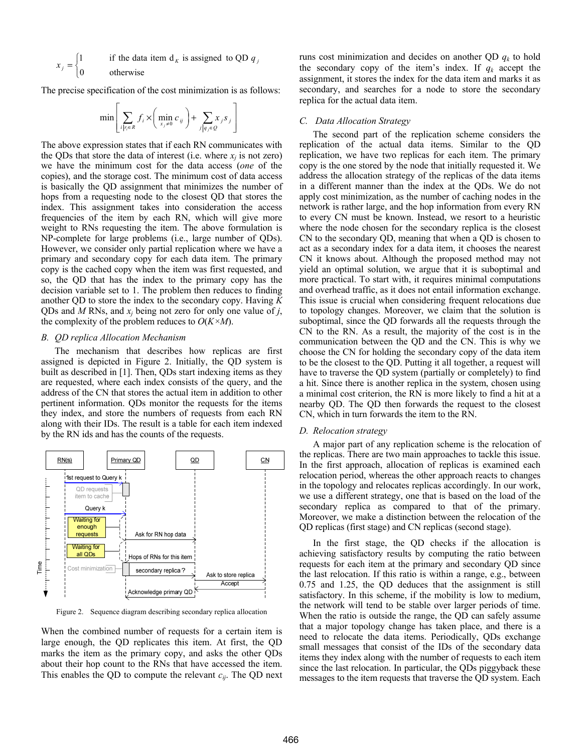$$x_j = \begin{cases} 1 & \text{if the data item } d_K \text{ is assigned to QD } q_j \\ 0 & \text{otherwise} \end{cases}$$

The precise specification of the cost minimization is as follows:

$$\min \left[ \sum_{i | r_i \in R} f_i \times \left( \min_{x_j \neq 0} c_{ij} \right) + \sum_{j | q_j \in Q} x_j s_j \right]$$

The above expression states that if each RN communicates with the QDs that store the data of interest (i.e. where $x_j$ is not zero) we have the minimum cost for the data access (*one* of the copies), and the storage cost. The minimum cost of data access is basically the QD assignment that minimizes the number of hops from a requesting node to the closest QD that stores the index. This assignment takes into consideration the access frequencies of the item by each RN, which will give more weight to RNs requesting the item. The above formulation is NP-complete for large problems (i.e., large number of QDs). However, we consider only partial replication where we have a primary and secondary copy for each data item. The primary copy is the cached copy when the item was first requested, and so, the QD that has the index to the primary copy has the decision variable set to 1. The problem then reduces to finding another QD to store the index to the secondary copy. Having $K$ QDs and $M$ RNs, and $x_j$ being not zero for only one value of $j$, the complexity of the problem reduces to $O(K \times M)$.

### *B. QD replica Allocation Mechanism*

The mechanism that describes how replicas are first assigned is depicted in Figure 2. Initially, the QD system is built as described in [1]. Then, QDs start indexing items as they are requested, where each index consists of the query, and the address of the CN that stores the actual item in addition to other pertinent information. QDs monitor the requests for the items they index, and store the numbers of requests from each RN along with their IDs. The result is a table for each item indexed by the RN ids and has the counts of the requests.

RN(s)
Primary QD
QD
CN
1st request to Query k
QD requests item to cache
Query k
Waiting for enough requests
Ask for RN hop data
Waiting for all QDs
Hops of RNs for this item
Cost minimization
secondary replica ?
Ask to store replica
Accept
Acknowledge primary QD
Time

Figure 2. Sequence diagram describing secondary replica allocation

When the combined number of requests for a certain item is large enough, the QD replicates this item. At first, the QD marks the item as the primary copy, and asks the other QDs about their hop count to the RNs that have accessed the item. This enables the QD to compute the relevant $c_{ij}$. The QD next runs cost minimization and decides on another QD $q_k$ to hold the secondary copy of the item's index. If $q_k$ accept the assignment, it stores the index for the data item and marks it as secondary, and searches for a node to store the secondary replica for the actual data item.

### *C. Data Allocation Strategy*

The second part of the replication scheme considers the replication of the actual data items. Similar to the QD replication, we have two replicas for each item. The primary copy is the one stored by the node that initially requested it. We address the allocation strategy of the replicas of the data items in a different manner than the index at the QDs. We do not apply cost minimization, as the number of caching nodes in the network is rather large, and the hop information from every RN to every CN must be known. Instead, we resort to a heuristic where the node chosen for the secondary replica is the closest CN to the secondary QD, meaning that when a QD is chosen to act as a secondary index for a data item, it chooses the nearest CN it knows about. Although the proposed method may not yield an optimal solution, we argue that it is suboptimal and more practical. To start with, it requires minimal computations and overhead traffic, as it does not entail information exchange. This issue is crucial when considering frequent relocations due to topology changes. Moreover, we claim that the solution is suboptimal, since the QD forwards all the requests through the CN to the RN. As a result, the majority of the cost is in the communication between the QD and the CN. This is why we choose the CN for holding the secondary copy of the data item to be the closest to the QD. Putting it all together, a request will have to traverse the QD system (partially or completely) to find a hit. Since there is another replica in the system, chosen using a minimal cost criterion, the RN is more likely to find a hit at a nearby QD. The QD then forwards the request to the closest CN, which in turn forwards the item to the RN.

### *D. Relocation strategy*

A major part of any replication scheme is the relocation of the replicas. There are two main approaches to tackle this issue. In the first approach, allocation of replicas is examined each relocation period, whereas the other approach reacts to changes in the topology and relocates replicas accordingly. In our work, we use a different strategy, one that is based on the load of the secondary replica as compared to that of the primary. Moreover, we make a distinction between the relocation of the QD replicas (first stage) and CN replicas (second stage).

In the first stage, the QD checks if the allocation is achieving satisfactory results by computing the ratio between requests for each item at the primary and secondary QD since the last relocation. If this ratio is within a range, e.g., between 0.75 and 1.25, the QD deduces that the assignment is still satisfactory. In this scheme, if the mobility is low to medium, the network will tend to be stable over larger periods of time. When the ratio is outside the range, the QD can safely assume that a major topology change has taken place, and there is a need to relocate the data items. Periodically, QDs exchange small messages that consist of the IDs of the secondary data items they index along with the number of requests to each item since the last relocation. In particular, the QDs piggyback these messages to the item requests that traverse the QD system. Each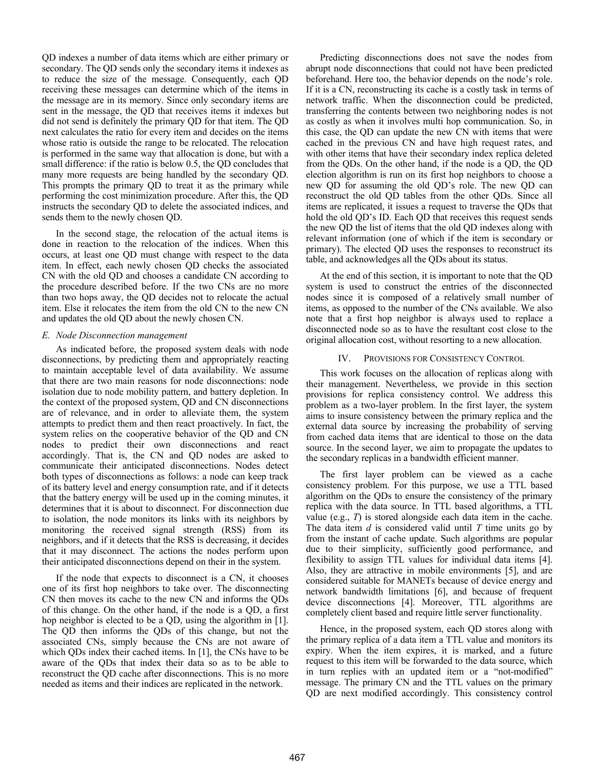QD indexes a number of data items which are either primary or secondary. The QD sends only the secondary items it indexes as to reduce the size of the message. Consequently, each QD receiving these messages can determine which of the items in the message are in its memory. Since only secondary items are sent in the message, the QD that receives items it indexes but did not send is definitely the primary QD for that item. The QD next calculates the ratio for every item and decides on the items whose ratio is outside the range to be relocated. The relocation is performed in the same way that allocation is done, but with a small difference: if the ratio is below 0.5, the QD concludes that many more requests are being handled by the secondary QD. This prompts the primary QD to treat it as the primary while performing the cost minimization procedure. After this, the QD instructs the secondary QD to delete the associated indices, and sends them to the newly chosen QD.

In the second stage, the relocation of the actual items is done in reaction to the relocation of the indices. When this occurs, at least one QD must change with respect to the data item. In effect, each newly chosen QD checks the associated CN with the old QD and chooses a candidate CN according to the procedure described before. If the two CNs are no more than two hops away, the QD decides not to relocate the actual item. Else it relocates the item from the old CN to the new CN and updates the old QD about the newly chosen CN.

### *E. Node Disconnection management*

As indicated before, the proposed system deals with node disconnections, by predicting them and appropriately reacting to maintain acceptable level of data availability. We assume that there are two main reasons for node disconnections: node isolation due to node mobility pattern, and battery depletion. In the context of the proposed system, QD and CN disconnections are of relevance, and in order to alleviate them, the system attempts to predict them and then react proactively. In fact, the system relies on the cooperative behavior of the QD and CN nodes to predict their own disconnections and react accordingly. That is, the CN and QD nodes are asked to communicate their anticipated disconnections. Nodes detect both types of disconnections as follows: a node can keep track of its battery level and energy consumption rate, and if it detects that the battery energy will be used up in the coming minutes, it determines that it is about to disconnect. For disconnection due to isolation, the node monitors its links with its neighbors by monitoring the received signal strength (RSS) from its neighbors, and if it detects that the RSS is decreasing, it decides that it may disconnect. The actions the nodes perform upon their anticipated disconnections depend on their in the system.

If the node that expects to disconnect is a CN, it chooses one of its first hop neighbors to take over. The disconnecting CN then moves its cache to the new CN and informs the QDs of this change. On the other hand, if the node is a QD, a first hop neighbor is elected to be a QD, using the algorithm in [1]. The QD then informs the QDs of this change, but not the associated CNs, simply because the CNs are not aware of which QDs index their cached items. In [1], the CNs have to be aware of the QDs that index their data so as to be able to reconstruct the QD cache after disconnections. This is no more needed as items and their indices are replicated in the network.

Predicting disconnections does not save the nodes from abrupt node disconnections that could not have been predicted beforehand. Here too, the behavior depends on the node's role. If it is a CN, reconstructing its cache is a costly task in terms of network traffic. When the disconnection could be predicted, transferring the contents between two neighboring nodes is not as costly as when it involves multi hop communication. So, in this case, the QD can update the new CN with items that were cached in the previous CN and have high request rates, and with other items that have their secondary index replica deleted from the QDs. On the other hand, if the node is a QD, the QD election algorithm is run on its first hop neighbors to choose a new QD for assuming the old QD's role. The new QD can reconstruct the old QD tables from the other QDs. Since all items are replicated, it issues a request to traverse the QDs that hold the old QD's ID. Each QD that receives this request sends the new QD the list of items that the old QD indexes along with relevant information (one of which if the item is secondary or primary). The elected QD uses the responses to reconstruct its table, and acknowledges all the QDs about its status.

At the end of this section, it is important to note that the QD system is used to construct the entries of the disconnected nodes since it is composed of a relatively small number of items, as opposed to the number of the CNs available. We also note that a first hop neighbor is always used to replace a disconnected node so as to have the resultant cost close to the original allocation cost, without resorting to a new allocation.

## IV. Provisions for Consistency Control

This work focuses on the allocation of replicas along with their management. Nevertheless, we provide in this section provisions for replica consistency control. We address this problem as a two-layer problem. In the first layer, the system aims to insure consistency between the primary replica and the external data source by increasing the probability of serving from cached data items that are identical to those on the data source. In the second layer, we aim to propagate the updates to the secondary replicas in a bandwidth efficient manner.

The first layer problem can be viewed as a cache consistency problem. For this purpose, we use a TTL based algorithm on the QDs to ensure the consistency of the primary replica with the data source. In TTL based algorithms, a TTL value (e.g., $T$) is stored alongside each data item in the cache. The data item $d$ is considered valid until $T$ time units go by from the instant of cache update. Such algorithms are popular due to their simplicity, sufficiently good performance, and flexibility to assign TTL values for individual data items [4]. Also, they are attractive in mobile environments [5], and are considered suitable for MANETs because of device energy and network bandwidth limitations [6], and because of frequent device disconnections [4]. Moreover, TTL algorithms are completely client based and require little server functionality.

Hence, in the proposed system, each QD stores along with the primary replica of a data item a TTL value and monitors its expiry. When the item expires, it is marked, and a future request to this item will be forwarded to the data source, which in turn replies with an updated item or a "not-modified" message. The primary CN and the TTL values on the primary QD are next modified accordingly. This consistency control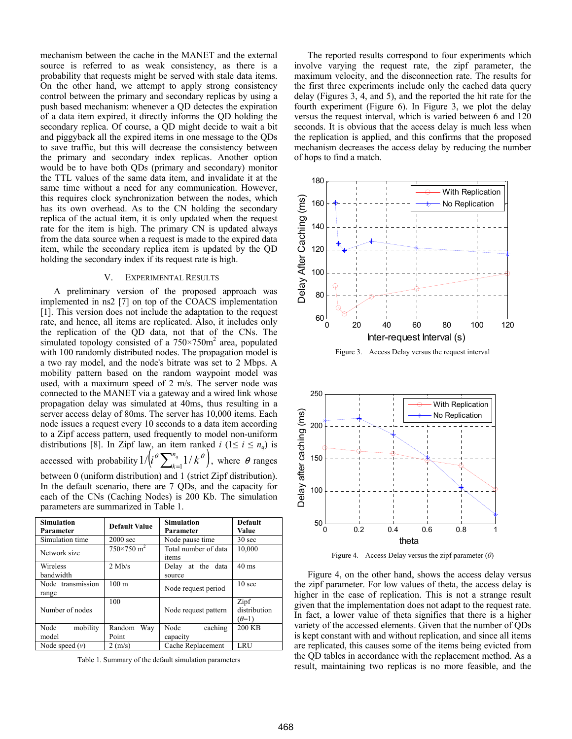mechanism between the cache in the MANET and the external source is referred to as weak consistency, as there is a probability that requests might be served with stale data items. On the other hand, we attempt to apply strong consistency control between the primary and secondary replicas by using a push based mechanism: whenever a QD detects the expiration of a data item expired, it directly informs the QD holding the secondary replica. Of course, a QD might decide to wait a bit and piggyback all the expired items in one message to the QDs to save traffic, but this will decrease the consistency between the primary and secondary index replicas. Another option would be to have both QDs (primary and secondary) monitor the TTL values of the same data item, and invalidate it at the same time without a need for any communication. However, this requires clock synchronization between the nodes, which has its own overhead. As to the CN holding the secondary replica of the actual item, it is only updated when the request rate for the item is high. The primary CN is updated always from the data source when a request is made to the expired data item, while the secondary replica item is updated by the QD holding the secondary index if its request rate is high.

## V. Experimental Results

A preliminary version of the proposed approach was implemented in ns2 [7] on top of the COACS implementation [1]. This version does not include the adaptation to the request rate, and hence, all items are replicated. Also, it includes only the replication of the QD data, not that of the CNs. The simulated topology consisted of a 750×750m$^2$ area, populated with 100 randomly distributed nodes. The propagation model is a two ray model, and the node's bitrate was set to 2 Mbps. A mobility pattern based on the random waypoint model was used, with a maximum speed of 2 m/s. The server node was connected to the MANET via a gateway and a wired link whose propagation delay was simulated at 40ms, thus resulting in a server access delay of 80ms. The server has 10,000 items. Each node issues a request every 10 seconds to a data item according to a Zipf access pattern, used frequently to model non-uniform distributions [8]. In Zipf law, an item ranked $i$ ($1 \le i \le n_q$) is accessed with probability $1/\left(i^{\theta}\sum_{k=1}^{n_q} 1/k^{\theta}\right)$, where $\theta$ ranges between 0 (uniform distribution) and 1 (strict Zipf distribution). In the default scenario, there are 7 QDs, and the capacity for each of the CNs (Caching Nodes) is 200 Kb. The simulation parameters are summarized in Table 1.

| Simulation Parameter | Default Value | Simulation Parameter | Default Value |
|---|---|---|---|
| Simulation time | 2000 sec | Node pause time | 30 sec |
| Network size | 750×750 m$^2$ | Total number of data items | 10,000 |
| Wireless bandwidth | 2 Mb/s | Delay at the data source | 40 ms |
| Node transmission range | 100 m | Node request period | 10 sec |
| Number of nodes | 100 | Node request pattern | Zipf distribution ($\theta$=1) |
| Node mobility model | Random Way Point | Node caching capacity | 200 KB |
| Node speed ($v$) | 2 (m/s) | Cache Replacement | LRU |

Table 1. Summary of the default simulation parameters

The reported results correspond to four experiments which involve varying the request rate, the zipf parameter, the maximum velocity, and the disconnection rate. The results for the first three experiments include only the cached data query delay (Figures 3, 4, and 5), and the reported the hit rate for the fourth experiment (Figure 6). In Figure 3, we plot the delay versus the request interval, which is varied between 6 and 120 seconds. It is obvious that the access delay is much less when the replication is applied, and this confirms that the proposed mechanism decreases the access delay by reducing the number of hops to find a match.

Figure 3. Access Delay versus the request interval

Figure 4. Access Delay versus the zipf parameter ($\theta$)

Figure 4, on the other hand, shows the access delay versus the zipf parameter. For low values of theta, the access delay is higher in the case of replication. This is not a strange result given that the implementation does not adapt to the request rate. In fact, a lower value of theta signifies that there is a higher variety of the accessed elements. Given that the number of QDs is kept constant with and without replication, and since all items are replicated, this causes some of the items being evicted from the QD tables in accordance with the replacement method. As a result, maintaining two replicas is no more feasible, and the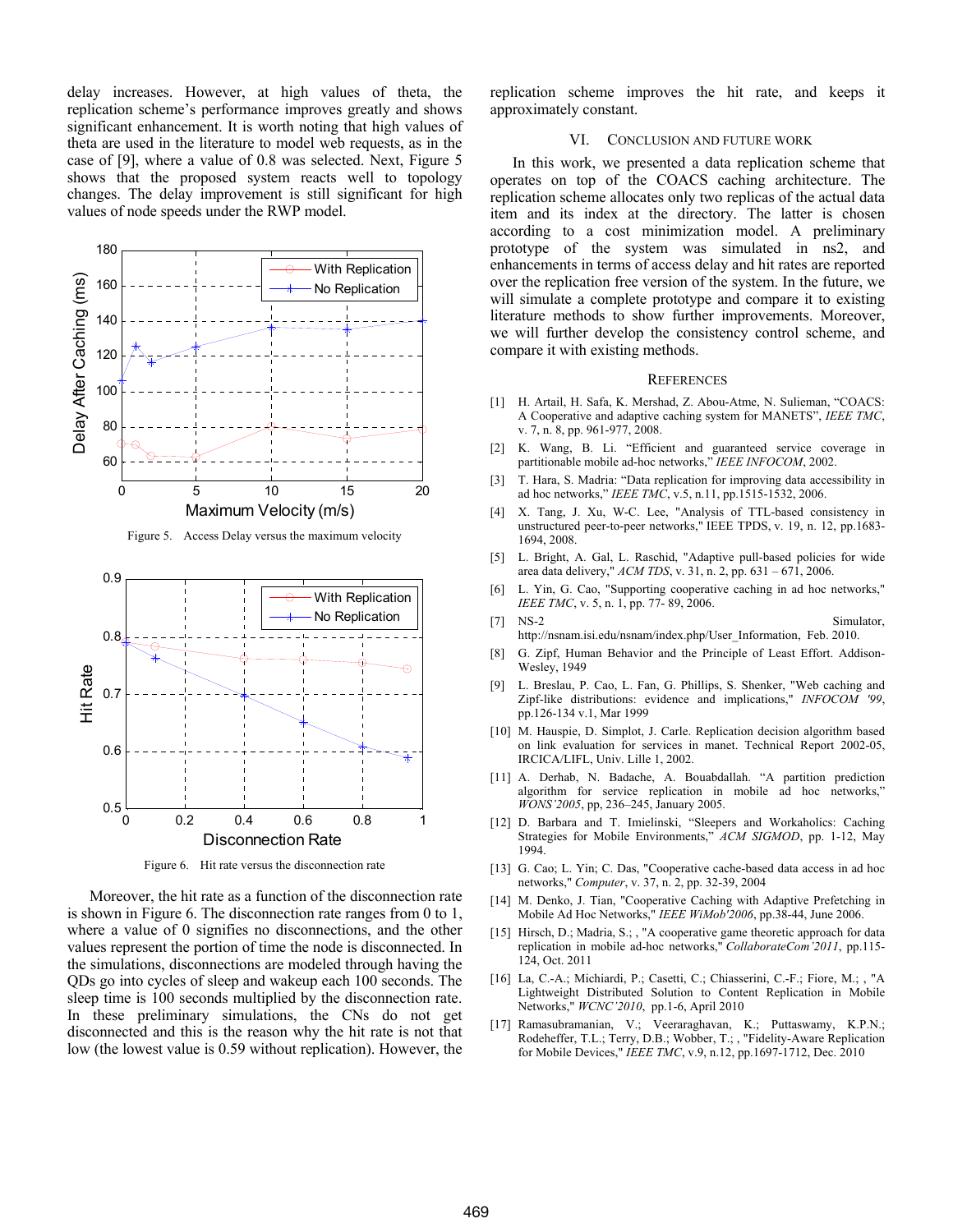delay increases. However, at high values of theta, the replication scheme's performance improves greatly and shows significant enhancement. It is worth noting that high values of theta are used in the literature to model web requests, as in the case of [9], where a value of 0.8 was selected. Next, Figure 5 shows that the proposed system reacts well to topology changes. The delay improvement is still significant for high values of node speeds under the RWP model.

Delay After Caching (ms)
180
160
140
120
100
80
60
0 5 10 15 20
Maximum Velocity (m/s)
With Replication
No Replication

Figure 5. Access Delay versus the maximum velocity

Hit Rate
0.9
0.8
0.7
0.6
0.5
0 0.2 0.4 0.6 0.8 1
Disconnection Rate
With Replication
No Replication

Figure 6. Hit rate versus the disconnection rate

Moreover, the hit rate as a function of the disconnection rate is shown in Figure 6. The disconnection rate ranges from 0 to 1, where a value of 0 signifies no disconnections, and the other values represent the portion of time the node is disconnected. In the simulations, disconnections are modeled through having the QDs go into cycles of sleep and wakeup each 100 seconds. The sleep time is 100 seconds multiplied by the disconnection rate. In these preliminary simulations, the CNs do not get disconnected and this is the reason why the hit rate is not that low (the lowest value is 0.59 without replication). However, the replication scheme improves the hit rate, and keeps it approximately constant.

## VI. Conclusion and Future Work

In this work, we presented a data replication scheme that operates on top of the COACS caching architecture. The replication scheme allocates only two replicas of the actual data item and its index at the directory. The latter is chosen according to a cost minimization model. A preliminary prototype of the system was simulated in ns2, and enhancements in terms of access delay and hit rates are reported over the replication free version of the system. In the future, we will simulate a complete prototype and compare it to existing literature methods to show further improvements. Moreover, we will further develop the consistency control scheme, and compare it with existing methods.

## References

[1] H. Artail, H. Safa, K. Mershad, Z. Abou-Atme, N. Sulieman, "COACS: A Cooperative and adaptive caching system for MANETS", *IEEE TMC*, v. 7, n. 8, pp. 961-977, 2008.

[2] K. Wang, B. Li. "Efficient and guaranteed service coverage in partitionable mobile ad-hoc networks," *IEEE INFOCOM*, 2002.

[3] T. Hara, S. Madria: "Data replication for improving data accessibility in ad hoc networks," *IEEE TMC*, v.5, n.11, pp.1515-1532, 2006.

[4] X. Tang, J. Xu, W-C. Lee, "Analysis of TTL-based consistency in unstructured peer-to-peer networks," IEEE TPDS, v. 19, n. 12, pp.1683-1694, 2008.

[5] L. Bright, A. Gal, L. Raschid, "Adaptive pull-based policies for wide area data delivery," *ACM TDS*, v. 31, n. 2, pp. 631 – 671, 2006.

[6] L. Yin, G. Cao, "Supporting cooperative caching in ad hoc networks," *IEEE TMC*, v. 5, n. 1, pp. 77- 89, 2006.

[7] NS-2 Simulator, http://nsnam.isi.edu/nsnam/index.php/User_Information, Feb. 2010.

[8] G. Zipf, Human Behavior and the Principle of Least Effort. Addison-Wesley, 1949

[9] L. Breslau, P. Cao, L. Fan, G. Phillips, S. Shenker, "Web caching and Zipf-like distributions: evidence and implications," *INFOCOM '99*, pp.126-134 v.1, Mar 1999

[10] M. Hauspie, D. Simplot, J. Carle. Replication decision algorithm based on link evaluation for services in manet. Technical Report 2002-05, IRCICA/LIFL, Univ. Lille 1, 2002.

[11] A. Derhab, N. Badache, A. Bouabdallah. "A partition prediction algorithm for service replication in mobile ad hoc networks," *WONS'2005*, pp, 236–245, January 2005.

[12] D. Barbara and T. Imielinski, "Sleepers and Workaholics: Caching Strategies for Mobile Environments," *ACM SIGMOD*, pp. 1-12, May 1994.

[13] G. Cao; L. Yin; C. Das, "Cooperative cache-based data access in ad hoc networks," *Computer*, v. 37, n. 2, pp. 32-39, 2004

[14] M. Denko, J. Tian, "Cooperative Caching with Adaptive Prefetching in Mobile Ad Hoc Networks," *IEEE WiMob'2006*, pp.38-44, June 2006.

[15] Hirsch, D.; Madria, S.; , "A cooperative game theoretic approach for data replication in mobile ad-hoc networks," *CollaborateCom'2011*, pp.115-124, Oct. 2011

[16] La, C.-A.; Michiardi, P.; Casetti, C.; Chiasserini, C.-F.; Fiore, M.; , "A Lightweight Distributed Solution to Content Replication in Mobile Networks," *WCNC'2010*, pp.1-6, April 2010

[17] Ramasubramanian, V.; Veeraraghavan, K.; Puttaswamy, K.P.N.; Rodeheffer, T.L.; Terry, D.B.; Wobber, T.; , "Fidelity-Aware Replication for Mobile Devices," *IEEE TMC*, v.9, n.12, pp.1697-1712, Dec. 2010